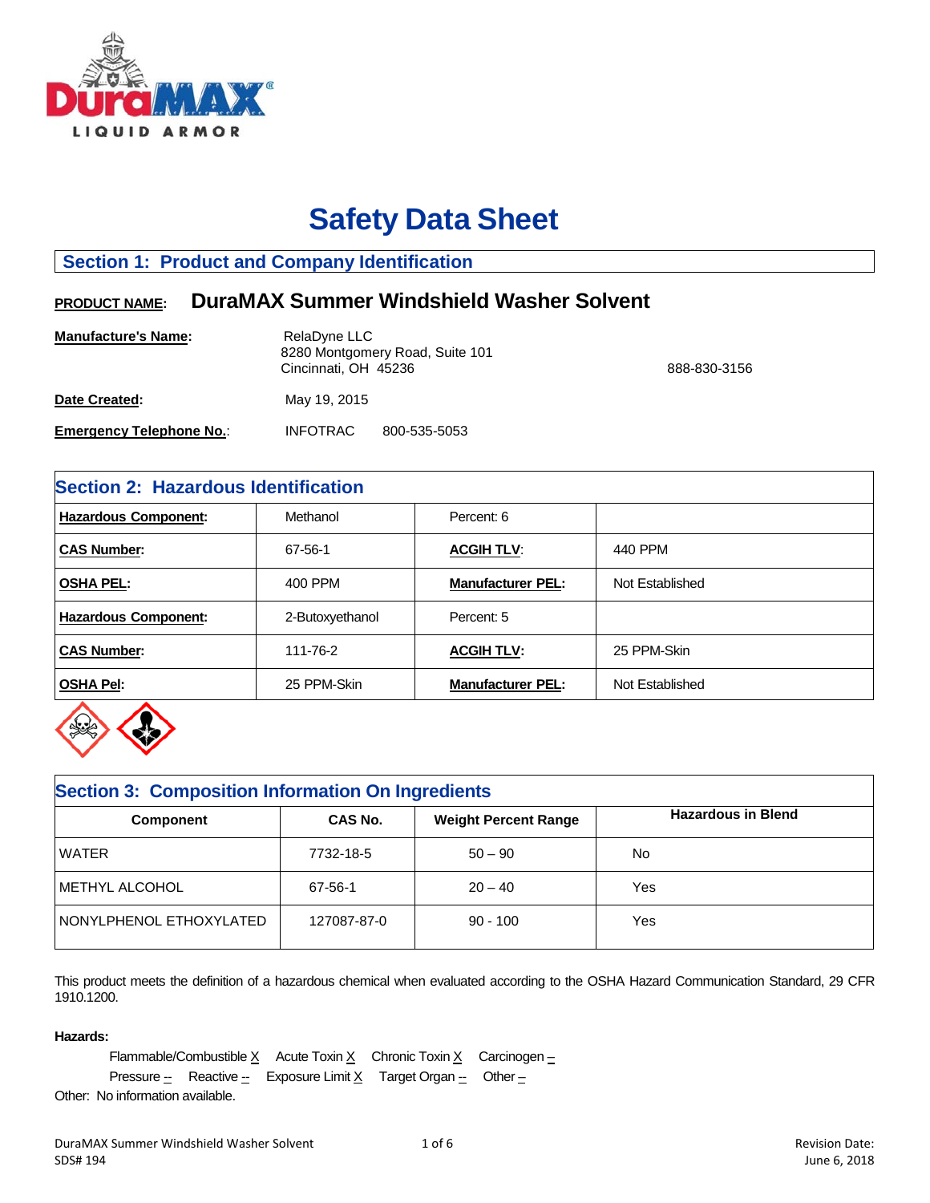# Safety Data Sheet

## Section 1: Product and Company Identification

**PRODUCT NAME:** **DuraMAX Summer Windshield Washer Solvent**

**Manufacture's Name:** RelaDyne LLC
8280 Montgomery Road, Suite 101
Cincinnati, OH 45236 888-830-3156

**Date Created:** May 19, 2015

**Emergency Telephone No.:** INFOTRAC 800-535-5053

## Section 2: Hazardous Identification

| | | | |
|---|---|---|---|
| **Hazardous Component:** | Methanol | Percent: 6 | |
| **CAS Number:** | 67-56-1 | **ACGIH TLV:** | 440 PPM |
| **OSHA PEL:** | 400 PPM | **Manufacturer PEL:** | Not Established |
| **Hazardous Component:** | 2-Butoxyethanol | Percent: 5 | |
| **CAS Number:** | 111-76-2 | **ACGIH TLV:** | 25 PPM-Skin |
| **OSHA Pel:** | 25 PPM-Skin | **Manufacturer PEL:** | Not Established |

## Section 3: Composition Information On Ingredients

| Component | CAS No. | Weight Percent Range | Hazardous in Blend |
|---|---|---|---|
| WATER | 7732-18-5 | 50 – 90 | No |
| METHYL ALCOHOL | 67-56-1 | 20 – 40 | Yes |
| NONYLPHENOL ETHOXYLATED | 127087-87-0 | 90 - 100 | Yes |

This product meets the definition of a hazardous chemical when evaluated according to the OSHA Hazard Communication Standard, 29 CFR 1910.1200.

**Hazards:**

Flammable/Combustible X Acute Toxin X Chronic Toxin X Carcinogen –
Pressure -- Reactive -- Exposure Limit X Target Organ -- Other –

Other: No information available.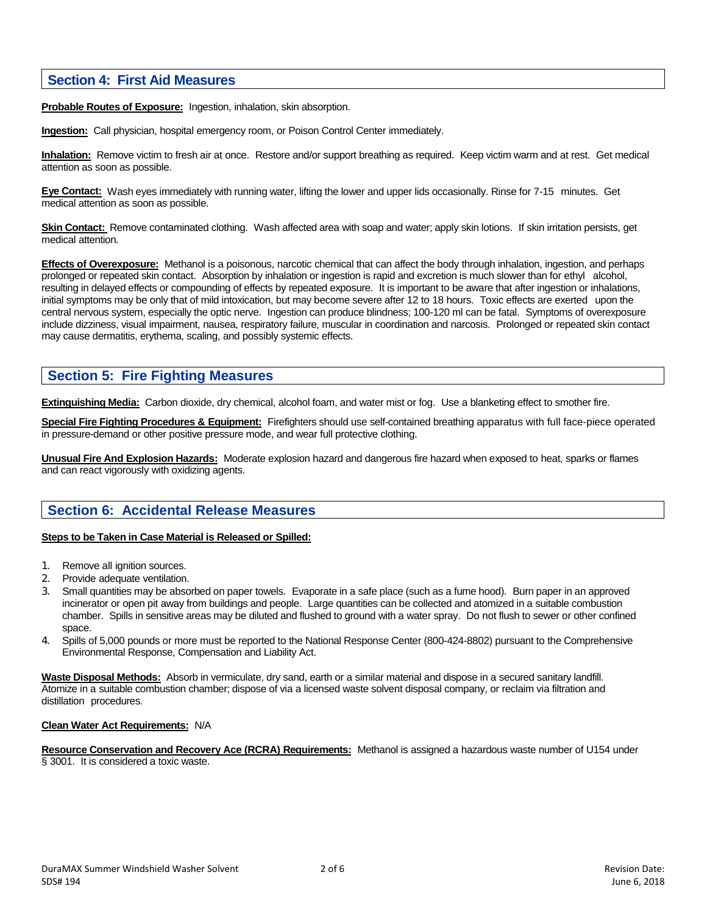## Section 4: First Aid Measures

**Probable Routes of Exposure:** Ingestion, inhalation, skin absorption.

**Ingestion:** Call physician, hospital emergency room, or Poison Control Center immediately.

**Inhalation:** Remove victim to fresh air at once. Restore and/or support breathing as required. Keep victim warm and at rest. Get medical attention as soon as possible.

**Eye Contact:** Wash eyes immediately with running water, lifting the lower and upper lids occasionally. Rinse for 7-15 minutes. Get medical attention as soon as possible.

**Skin Contact:** Remove contaminated clothing. Wash affected area with soap and water; apply skin lotions. If skin irritation persists, get medical attention.

**Effects of Overexposure:** Methanol is a poisonous, narcotic chemical that can affect the body through inhalation, ingestion, and perhaps prolonged or repeated skin contact. Absorption by inhalation or ingestion is rapid and excretion is much slower than for ethyl alcohol, resulting in delayed effects or compounding of effects by repeated exposure. It is important to be aware that after ingestion or inhalations, initial symptoms may be only that of mild intoxication, but may become severe after 12 to 18 hours. Toxic effects are exerted upon the central nervous system, especially the optic nerve. Ingestion can produce blindness; 100-120 ml can be fatal. Symptoms of overexposure include dizziness, visual impairment, nausea, respiratory failure, muscular in coordination and narcosis. Prolonged or repeated skin contact may cause dermatitis, erythema, scaling, and possibly systemic effects.

## Section 5: Fire Fighting Measures

**Extinguishing Media:** Carbon dioxide, dry chemical, alcohol foam, and water mist or fog. Use a blanketing effect to smother fire.

**Special Fire Fighting Procedures & Equipment:** Firefighters should use self-contained breathing apparatus with full face-piece operated in pressure-demand or other positive pressure mode, and wear full protective clothing.

**Unusual Fire And Explosion Hazards:** Moderate explosion hazard and dangerous fire hazard when exposed to heat, sparks or flames and can react vigorously with oxidizing agents.

## Section 6: Accidental Release Measures

**Steps to be Taken in Case Material is Released or Spilled:**

1. Remove all ignition sources.
2. Provide adequate ventilation.
3. Small quantities may be absorbed on paper towels. Evaporate in a safe place (such as a fume hood). Burn paper in an approved incinerator or open pit away from buildings and people. Large quantities can be collected and atomized in a suitable combustion chamber. Spills in sensitive areas may be diluted and flushed to ground with a water spray. Do not flush to sewer or other confined space.
4. Spills of 5,000 pounds or more must be reported to the National Response Center (800-424-8802) pursuant to the Comprehensive Environmental Response, Compensation and Liability Act.

**Waste Disposal Methods:** Absorb in vermiculate, dry sand, earth or a similar material and dispose in a secured sanitary landfill. Atomize in a suitable combustion chamber; dispose of via a licensed waste solvent disposal company, or reclaim via filtration and distillation procedures.

**Clean Water Act Requirements:** N/A

**Resource Conservation and Recovery Ace (RCRA) Requirements:** Methanol is assigned a hazardous waste number of U154 under § 3001. It is considered a toxic waste.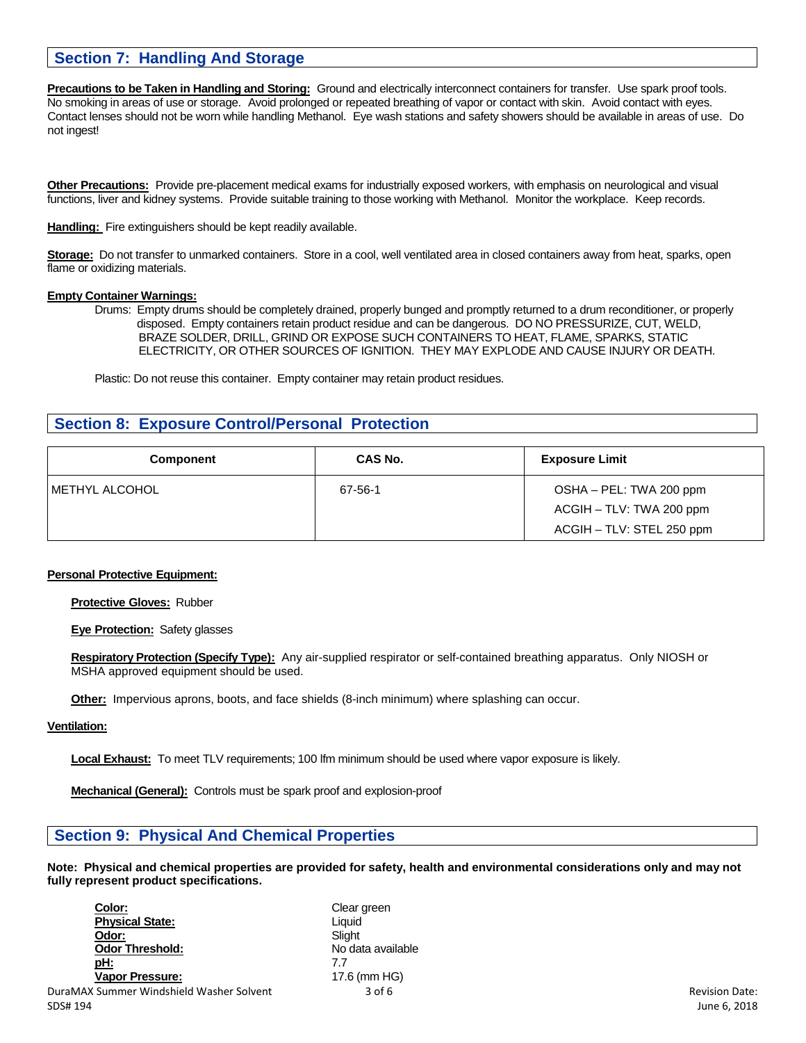## Section 7: Handling And Storage

**Precautions to be Taken in Handling and Storing:** Ground and electrically interconnect containers for transfer. Use spark proof tools. No smoking in areas of use or storage. Avoid prolonged or repeated breathing of vapor or contact with skin. Avoid contact with eyes. Contact lenses should not be worn while handling Methanol. Eye wash stations and safety showers should be available in areas of use. Do not ingest!

**Other Precautions:** Provide pre-placement medical exams for industrially exposed workers, with emphasis on neurological and visual functions, liver and kidney systems. Provide suitable training to those working with Methanol. Monitor the workplace. Keep records.

**Handling:** Fire extinguishers should be kept readily available.

**Storage:** Do not transfer to unmarked containers. Store in a cool, well ventilated area in closed containers away from heat, sparks, open flame or oxidizing materials.

**Empty Container Warnings:**

Drums: Empty drums should be completely drained, properly bunged and promptly returned to a drum reconditioner, or properly disposed. Empty containers retain product residue and can be dangerous. DO NO PRESSURIZE, CUT, WELD, BRAZE SOLDER, DRILL, GRIND OR EXPOSE SUCH CONTAINERS TO HEAT, FLAME, SPARKS, STATIC ELECTRICITY, OR OTHER SOURCES OF IGNITION. THEY MAY EXPLODE AND CAUSE INJURY OR DEATH.

Plastic: Do not reuse this container. Empty container may retain product residues.

## Section 8: Exposure Control/Personal Protection

| Component | CAS No. | Exposure Limit |
|---|---|---|
| METHYL ALCOHOL | 67-56-1 | OSHA – PEL: TWA 200 ppm<br>ACGIH – TLV: TWA 200 ppm<br>ACGIH – TLV: STEL 250 ppm |

**Personal Protective Equipment:**

**Protective Gloves:** Rubber

**Eye Protection:** Safety glasses

**Respiratory Protection (Specify Type):** Any air-supplied respirator or self-contained breathing apparatus. Only NIOSH or MSHA approved equipment should be used.

**Other:** Impervious aprons, boots, and face shields (8-inch minimum) where splashing can occur.

**Ventilation:**

**Local Exhaust:** To meet TLV requirements; 100 lfm minimum should be used where vapor exposure is likely.

**Mechanical (General):** Controls must be spark proof and explosion-proof

## Section 9: Physical And Chemical Properties

**Note: Physical and chemical properties are provided for safety, health and environmental considerations only and may not fully represent product specifications.**

**Color:** Clear green
**Physical State:** Liquid
**Odor:** Slight
**Odor Threshold:** No data available
**pH:** 7.7
**Vapor Pressure:** 17.6 (mm HG)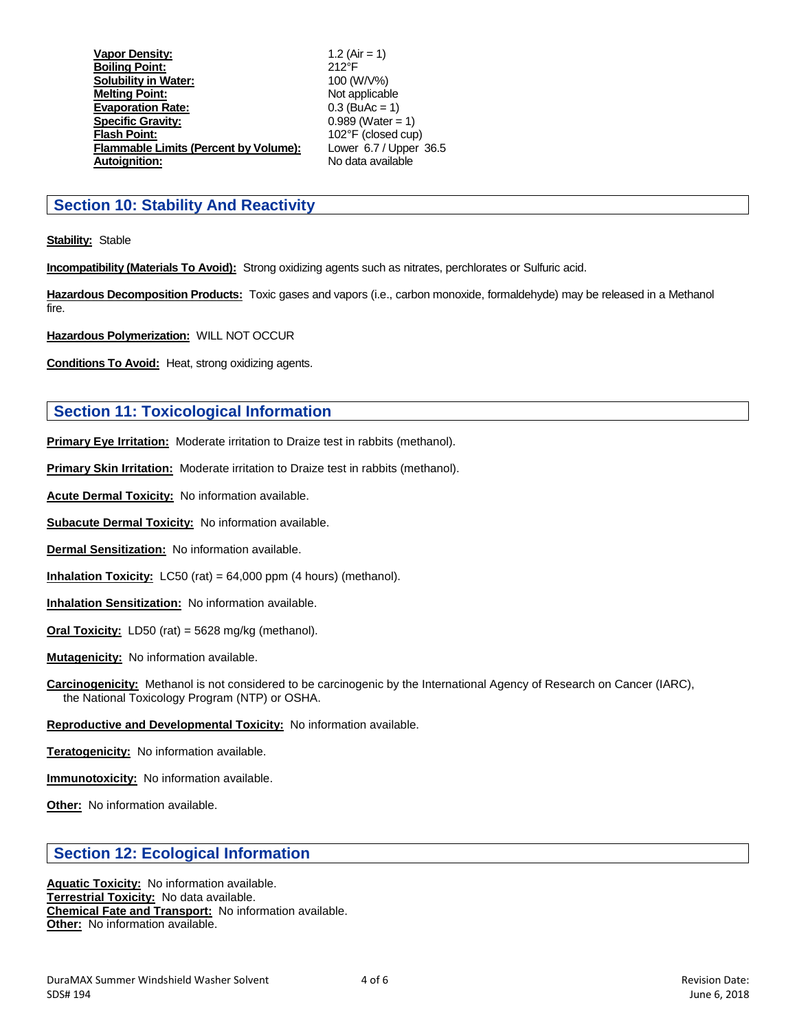| | |
|---|---|
| **Vapor Density:** | 1.2 (Air = 1) |
| **Boiling Point:** | 212°F |
| **Solubility in Water:** | 100 (W/V%) |
| **Melting Point:** | Not applicable |
| **Evaporation Rate:** | 0.3 (BuAc = 1) |
| **Specific Gravity:** | 0.989 (Water = 1) |
| **Flash Point:** | 102°F (closed cup) |
| **Flammable Limits (Percent by Volume):** | Lower 6.7 / Upper 36.5 |
| **Autoignition:** | No data available |

## Section 10: Stability And Reactivity

**Stability:** Stable

**Incompatibility (Materials To Avoid):** Strong oxidizing agents such as nitrates, perchlorates or Sulfuric acid.

**Hazardous Decomposition Products:** Toxic gases and vapors (i.e., carbon monoxide, formaldehyde) may be released in a Methanol fire.

**Hazardous Polymerization:** WILL NOT OCCUR

**Conditions To Avoid:** Heat, strong oxidizing agents.

## Section 11: Toxicological Information

**Primary Eye Irritation:** Moderate irritation to Draize test in rabbits (methanol).

**Primary Skin Irritation:** Moderate irritation to Draize test in rabbits (methanol).

**Acute Dermal Toxicity:** No information available.

**Subacute Dermal Toxicity:** No information available.

**Dermal Sensitization:** No information available.

**Inhalation Toxicity:** LC50 (rat) = 64,000 ppm (4 hours) (methanol).

**Inhalation Sensitization:** No information available.

**Oral Toxicity:** LD50 (rat) = 5628 mg/kg (methanol).

**Mutagenicity:** No information available.

**Carcinogenicity:** Methanol is not considered to be carcinogenic by the International Agency of Research on Cancer (IARC), the National Toxicology Program (NTP) or OSHA.

**Reproductive and Developmental Toxicity:** No information available.

**Teratogenicity:** No information available.

**Immunotoxicity:** No information available.

**Other:** No information available.

## Section 12: Ecological Information

**Aquatic Toxicity:** No information available.
**Terrestrial Toxicity:** No data available.
**Chemical Fate and Transport:** No information available.
**Other:** No information available.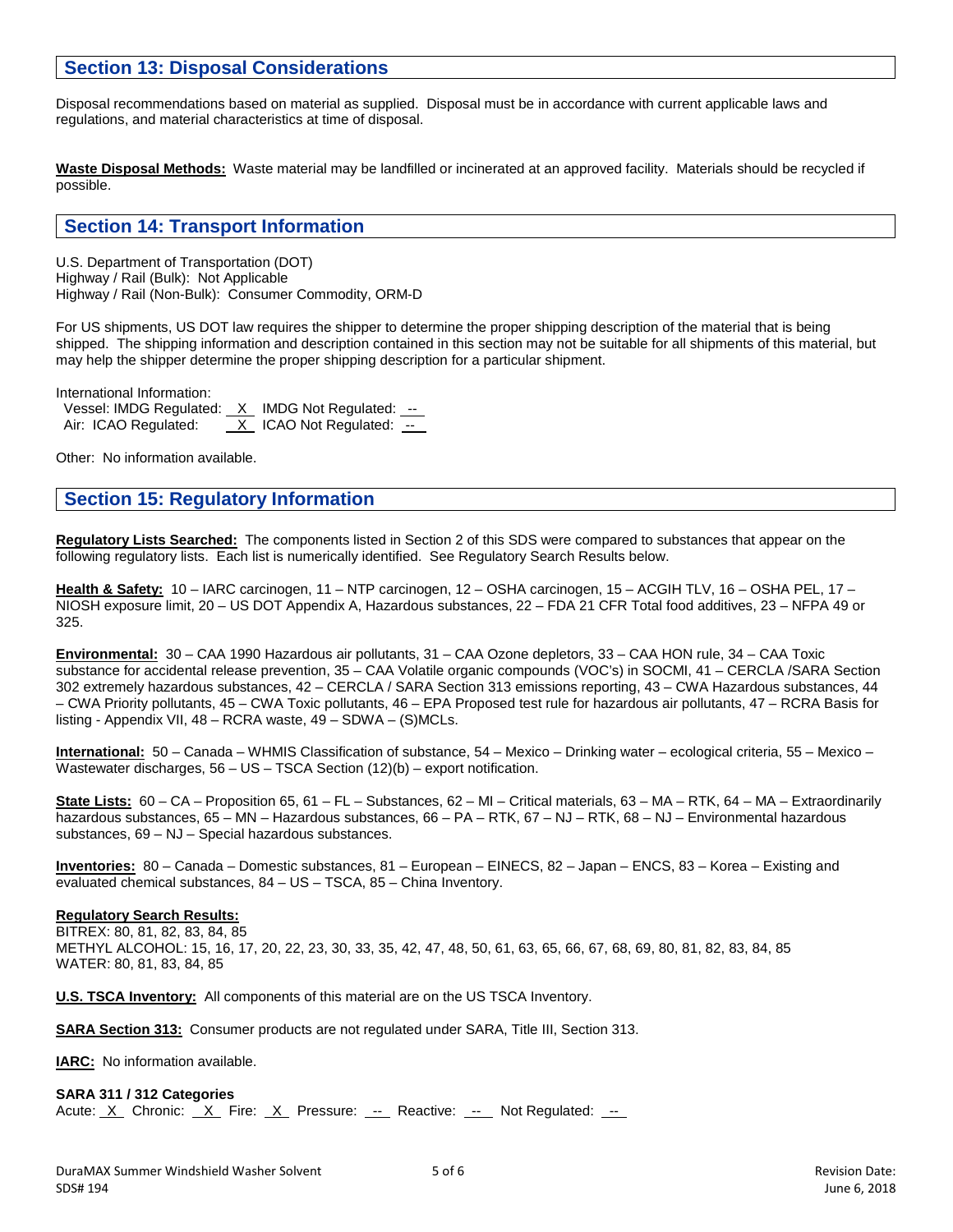## Section 13: Disposal Considerations

Disposal recommendations based on material as supplied. Disposal must be in accordance with current applicable laws and regulations, and material characteristics at time of disposal.

**Waste Disposal Methods:** Waste material may be landfilled or incinerated at an approved facility. Materials should be recycled if possible.

## Section 14: Transport Information

U.S. Department of Transportation (DOT)
Highway / Rail (Bulk): Not Applicable
Highway / Rail (Non-Bulk): Consumer Commodity, ORM-D

For US shipments, US DOT law requires the shipper to determine the proper shipping description of the material that is being shipped. The shipping information and description contained in this section may not be suitable for all shipments of this material, but may help the shipper determine the proper shipping description for a particular shipment.

International Information:
Vessel: IMDG Regulated: X IMDG Not Regulated: --
Air: ICAO Regulated: X ICAO Not Regulated: --

Other: No information available.

## Section 15: Regulatory Information

**Regulatory Lists Searched:** The components listed in Section 2 of this SDS were compared to substances that appear on the following regulatory lists. Each list is numerically identified. See Regulatory Search Results below.

**Health & Safety:** 10 – IARC carcinogen, 11 – NTP carcinogen, 12 – OSHA carcinogen, 15 – ACGIH TLV, 16 – OSHA PEL, 17 – NIOSH exposure limit, 20 – US DOT Appendix A, Hazardous substances, 22 – FDA 21 CFR Total food additives, 23 – NFPA 49 or 325.

**Environmental:** 30 – CAA 1990 Hazardous air pollutants, 31 – CAA Ozone depletors, 33 – CAA HON rule, 34 – CAA Toxic substance for accidental release prevention, 35 – CAA Volatile organic compounds (VOC's) in SOCMI, 41 – CERCLA /SARA Section 302 extremely hazardous substances, 42 – CERCLA / SARA Section 313 emissions reporting, 43 – CWA Hazardous substances, 44 – CWA Priority pollutants, 45 – CWA Toxic pollutants, 46 – EPA Proposed test rule for hazardous air pollutants, 47 – RCRA Basis for listing - Appendix VII, 48 – RCRA waste, 49 – SDWA – (S)MCLs.

**International:** 50 – Canada – WHMIS Classification of substance, 54 – Mexico – Drinking water – ecological criteria, 55 – Mexico – Wastewater discharges, 56 – US – TSCA Section (12)(b) – export notification.

**State Lists:** 60 – CA – Proposition 65, 61 – FL – Substances, 62 – MI – Critical materials, 63 – MA – RTK, 64 – MA – Extraordinarily hazardous substances, 65 – MN – Hazardous substances, 66 – PA – RTK, 67 – NJ – RTK, 68 – NJ – Environmental hazardous substances, 69 – NJ – Special hazardous substances.

**Inventories:** 80 – Canada – Domestic substances, 81 – European – EINECS, 82 – Japan – ENCS, 83 – Korea – Existing and evaluated chemical substances, 84 – US – TSCA, 85 – China Inventory.

**Regulatory Search Results:**
BITREX: 80, 81, 82, 83, 84, 85
METHYL ALCOHOL: 15, 16, 17, 20, 22, 23, 30, 33, 35, 42, 47, 48, 50, 61, 63, 65, 66, 67, 68, 69, 80, 81, 82, 83, 84, 85
WATER: 80, 81, 83, 84, 85

**U.S. TSCA Inventory:** All components of this material are on the US TSCA Inventory.

**SARA Section 313:** Consumer products are not regulated under SARA, Title III, Section 313.

**IARC:** No information available.

**SARA 311 / 312 Categories**
Acute: X Chronic: X Fire: X Pressure: -- Reactive: -- Not Regulated: --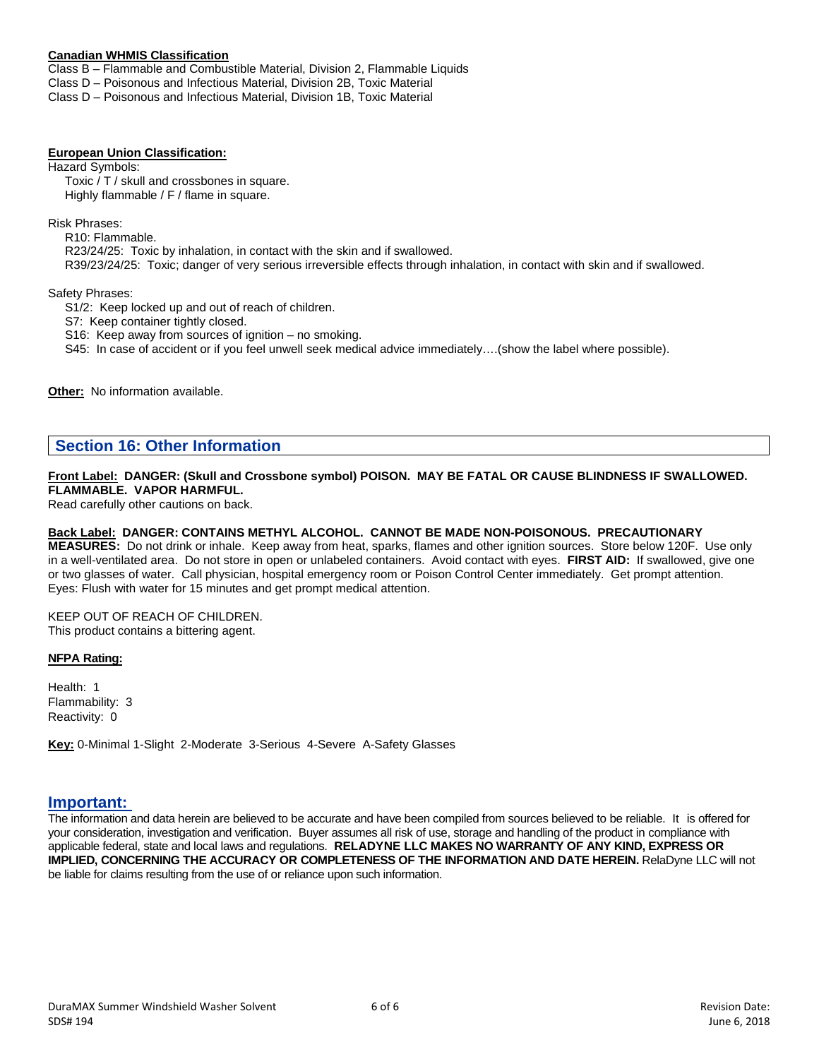**Canadian WHMIS Classification**

Class B – Flammable and Combustible Material, Division 2, Flammable Liquids
Class D – Poisonous and Infectious Material, Division 2B, Toxic Material
Class D – Poisonous and Infectious Material, Division 1B, Toxic Material

**European Union Classification:**

Hazard Symbols:
Toxic / T / skull and crossbones in square.
Highly flammable / F / flame in square.

Risk Phrases:
R10: Flammable.
R23/24/25: Toxic by inhalation, in contact with the skin and if swallowed.
R39/23/24/25: Toxic; danger of very serious irreversible effects through inhalation, in contact with skin and if swallowed.

Safety Phrases:
S1/2: Keep locked up and out of reach of children.
S7: Keep container tightly closed.
S16: Keep away from sources of ignition – no smoking.
S45: In case of accident or if you feel unwell seek medical advice immediately….(show the label where possible).

**Other:** No information available.

## Section 16: Other Information

**Front Label: DANGER: (Skull and Crossbone symbol) POISON. MAY BE FATAL OR CAUSE BLINDNESS IF SWALLOWED. FLAMMABLE. VAPOR HARMFUL.**
Read carefully other cautions on back.

**Back Label: DANGER: CONTAINS METHYL ALCOHOL. CANNOT BE MADE NON-POISONOUS. PRECAUTIONARY MEASURES:** Do not drink or inhale. Keep away from heat, sparks, flames and other ignition sources. Store below 120F. Use only in a well-ventilated area. Do not store in open or unlabeled containers. Avoid contact with eyes. **FIRST AID:** If swallowed, give one or two glasses of water. Call physician, hospital emergency room or Poison Control Center immediately. Get prompt attention. Eyes: Flush with water for 15 minutes and get prompt medical attention.

KEEP OUT OF REACH OF CHILDREN.
This product contains a bittering agent.

**NFPA Rating:**

Health: 1
Flammability: 3
Reactivity: 0

**Key:** 0-Minimal 1-Slight 2-Moderate 3-Serious 4-Severe A-Safety Glasses

## Important:

The information and data herein are believed to be accurate and have been compiled from sources believed to be reliable. It is offered for your consideration, investigation and verification. Buyer assumes all risk of use, storage and handling of the product in compliance with applicable federal, state and local laws and regulations. **RELADYNE LLC MAKES NO WARRANTY OF ANY KIND, EXPRESS OR IMPLIED, CONCERNING THE ACCURACY OR COMPLETENESS OF THE INFORMATION AND DATE HEREIN.** RelaDyne LLC will not be liable for claims resulting from the use of or reliance upon such information.